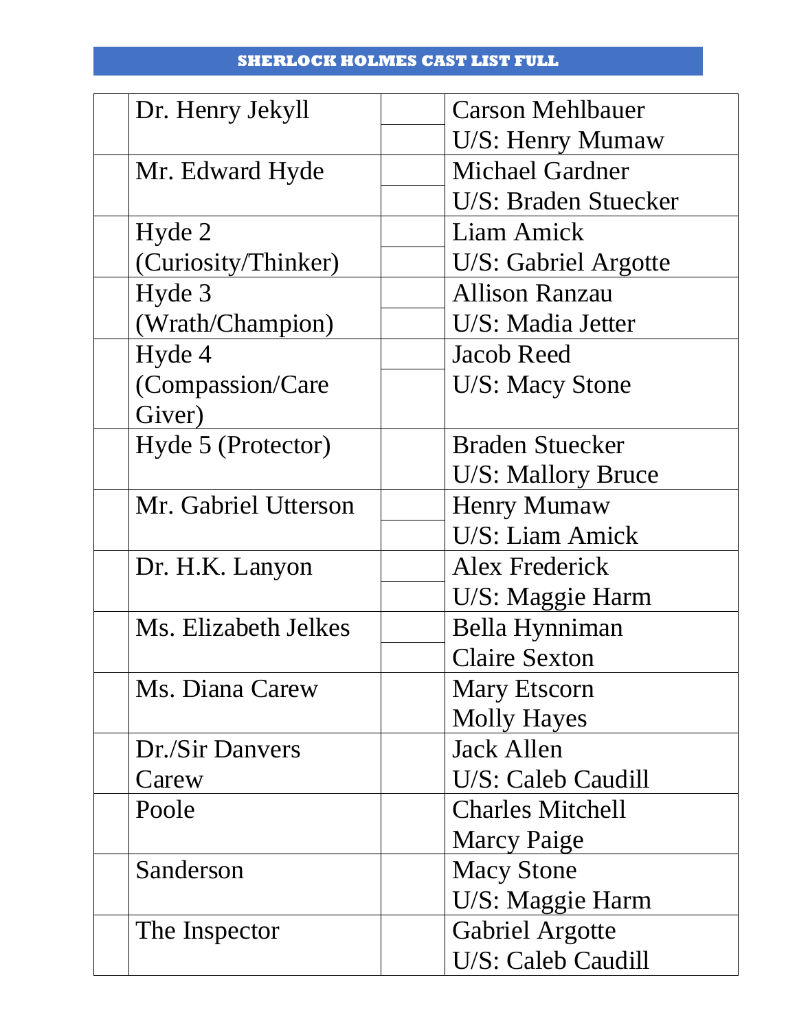# SHERLOCK HOLMES CAST LIST FULL

| | Role | | Cast |
|---|---|---|---|
| | Dr. Henry Jekyll | | Carson Mehlbauer<br>U/S: Henry Mumaw |
| | Mr. Edward Hyde | | Michael Gardner<br>U/S: Braden Stuecker |
| | Hyde 2 (Curiosity/Thinker) | | Liam Amick<br>U/S: Gabriel Argotte |
| | Hyde 3 (Wrath/Champion) | | Allison Ranzau<br>U/S: Madia Jetter |
| | Hyde 4 (Compassion/Care Giver) | | Jacob Reed<br>U/S: Macy Stone |
| | Hyde 5 (Protector) | | Braden Stuecker<br>U/S: Mallory Bruce |
| | Mr. Gabriel Utterson | | Henry Mumaw<br>U/S: Liam Amick |
| | Dr. H.K. Lanyon | | Alex Frederick<br>U/S: Maggie Harm |
| | Ms. Elizabeth Jelkes | | Bella Hynniman<br>Claire Sexton |
| | Ms. Diana Carew | | Mary Etscorn<br>Molly Hayes |
| | Dr./Sir Danvers Carew | | Jack Allen<br>U/S: Caleb Caudill |
| | Poole | | Charles Mitchell<br>Marcy Paige |
| | Sanderson | | Macy Stone<br>U/S: Maggie Harm |
| | The Inspector | | Gabriel Argotte<br>U/S: Caleb Caudill |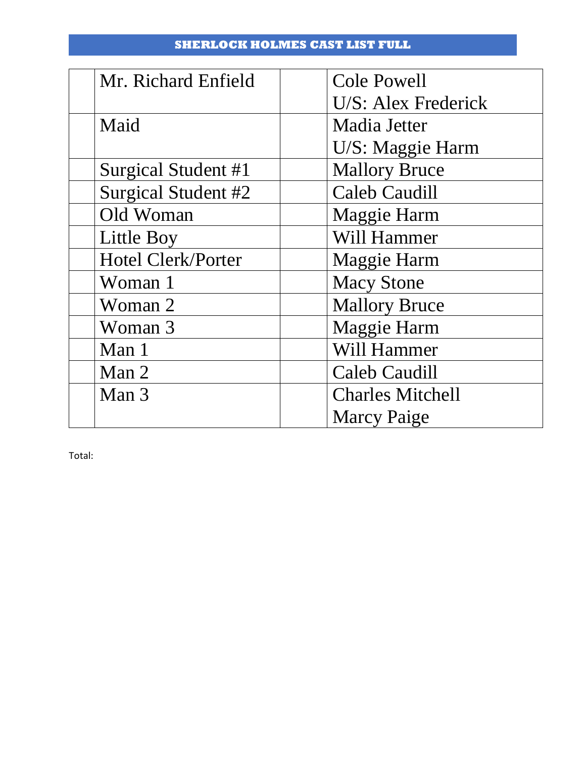**SHERLOCK HOLMES CAST LIST FULL**

| | | | |
|---|---|---|---|
| | Mr. Richard Enfield | | Cole Powell<br>U/S: Alex Frederick |
| | Maid | | Madia Jetter<br>U/S: Maggie Harm |
| | Surgical Student #1 | | Mallory Bruce |
| | Surgical Student #2 | | Caleb Caudill |
| | Old Woman | | Maggie Harm |
| | Little Boy | | Will Hammer |
| | Hotel Clerk/Porter | | Maggie Harm |
| | Woman 1 | | Macy Stone |
| | Woman 2 | | Mallory Bruce |
| | Woman 3 | | Maggie Harm |
| | Man 1 | | Will Hammer |
| | Man 2 | | Caleb Caudill |
| | Man 3 | | Charles Mitchell<br>Marcy Paige |

Total: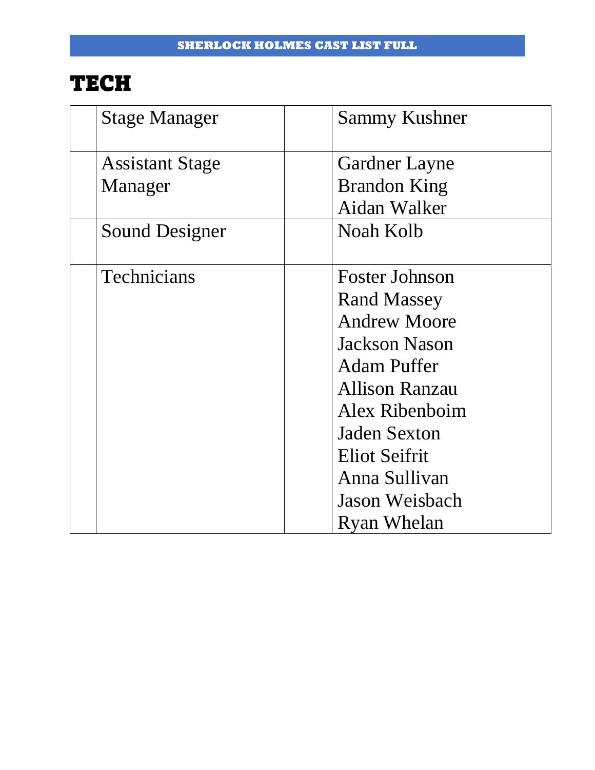# TECH

| | | | |
|---|---|---|---|
| | Stage Manager | | Sammy Kushner |
| | Assistant Stage Manager | | Gardner Layne<br>Brandon King<br>Aidan Walker |
| | Sound Designer | | Noah Kolb |
| | Technicians | | Foster Johnson<br>Rand Massey<br>Andrew Moore<br>Jackson Nason<br>Adam Puffer<br>Allison Ranzau<br>Alex Ribenboim<br>Jaden Sexton<br>Eliot Seifrit<br>Anna Sullivan<br>Jason Weisbach<br>Ryan Whelan |